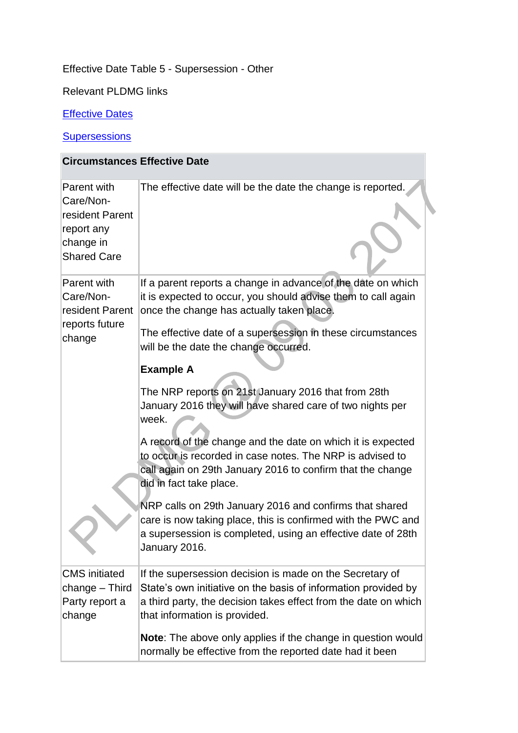Effective Date Table 5 - Supersession - Other

Relevant PLDMG links

[Effective Dates]

[Supersessions]

| Circumstances | Effective Date |
|---|---|
| Parent with Care/Non-resident Parent report any change in Shared Care | The effective date will be the date the change is reported. |
| Parent with Care/Non-resident Parent reports future change | If a parent reports a change in advance of the date on which it is expected to occur, you should advise them to call again once the change has actually taken place.<br><br>The effective date of a supersession in these circumstances will be the date the change occurred.<br><br>**Example A**<br><br>The NRP reports on 21st January 2016 that from 28th January 2016 they will have shared care of two nights per week.<br><br>A record of the change and the date on which it is expected to occur is recorded in case notes. The NRP is advised to call again on 29th January 2016 to confirm that the change did in fact take place.<br><br>NRP calls on 29th January 2016 and confirms that shared care is now taking place, this is confirmed with the PWC and a supersession is completed, using an effective date of 28th January 2016. |
| CMS initiated change – Third Party report a change | If the supersession decision is made on the Secretary of State's own initiative on the basis of information provided by a third party, the decision takes effect from the date on which that information is provided.<br><br>**Note**: The above only applies if the change in question would normally be effective from the reported date had it been |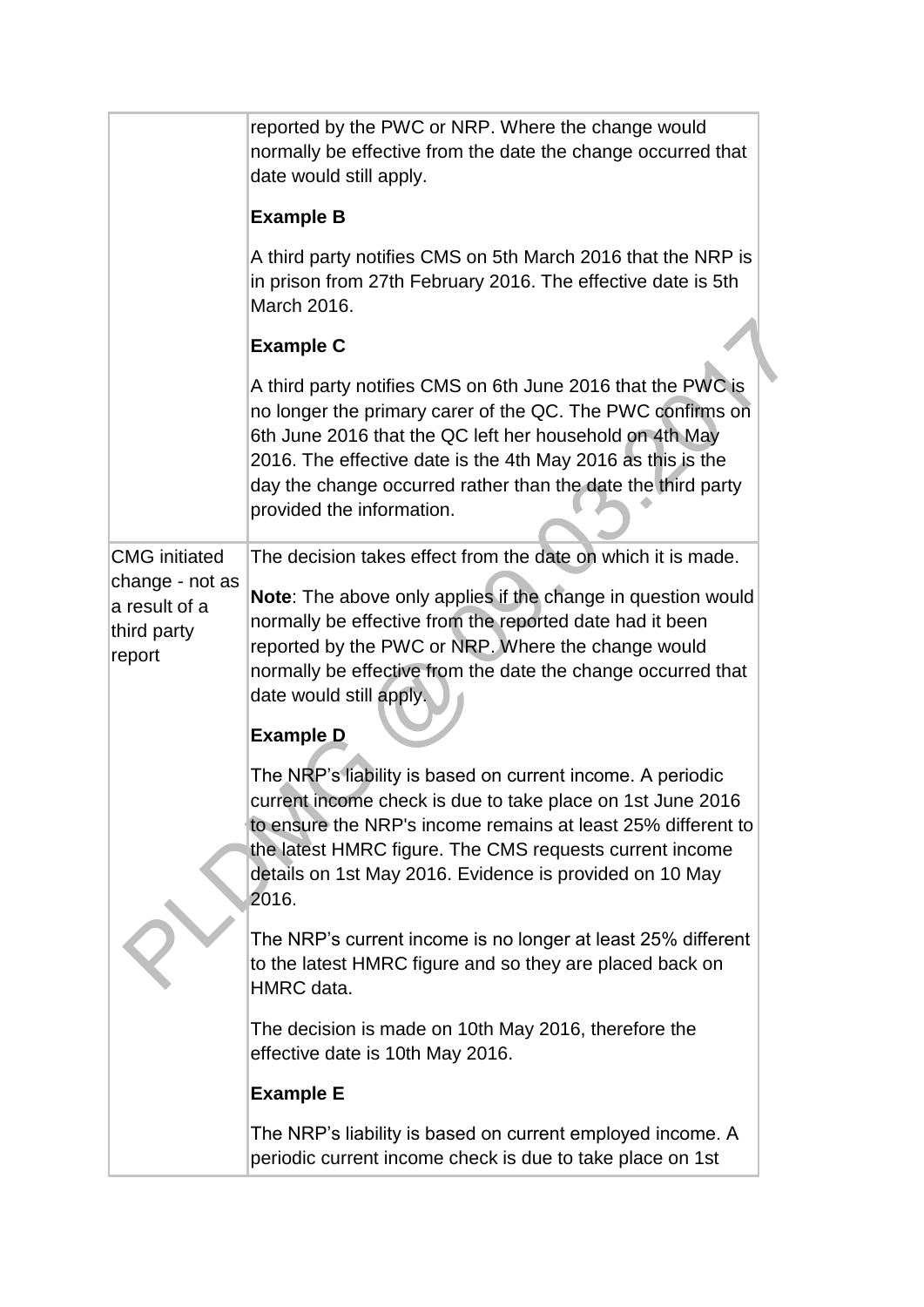| | |
|---|---|
| | reported by the PWC or NRP. Where the change would normally be effective from the date the change occurred that date would still apply.<br><br>**Example B**<br><br>A third party notifies CMS on 5th March 2016 that the NRP is in prison from 27th February 2016. The effective date is 5th March 2016.<br><br>**Example C**<br><br>A third party notifies CMS on 6th June 2016 that the PWC is no longer the primary carer of the QC. The PWC confirms on 6th June 2016 that the QC left her household on 4th May 2016. The effective date is the 4th May 2016 as this is the day the change occurred rather than the date the third party provided the information. |
| CMG initiated change - not as a result of a third party report | The decision takes effect from the date on which it is made.<br><br>**Note**: The above only applies if the change in question would normally be effective from the reported date had it been reported by the PWC or NRP. Where the change would normally be effective from the date the change occurred that date would still apply.<br><br>**Example D**<br><br>The NRP's liability is based on current income. A periodic current income check is due to take place on 1st June 2016 to ensure the NRP's income remains at least 25% different to the latest HMRC figure. The CMS requests current income details on 1st May 2016. Evidence is provided on 10 May 2016.<br><br>The NRP's current income is no longer at least 25% different to the latest HMRC figure and so they are placed back on HMRC data.<br><br>The decision is made on 10th May 2016, therefore the effective date is 10th May 2016.<br><br>**Example E**<br><br>The NRP's liability is based on current employed income. A periodic current income check is due to take place on 1st |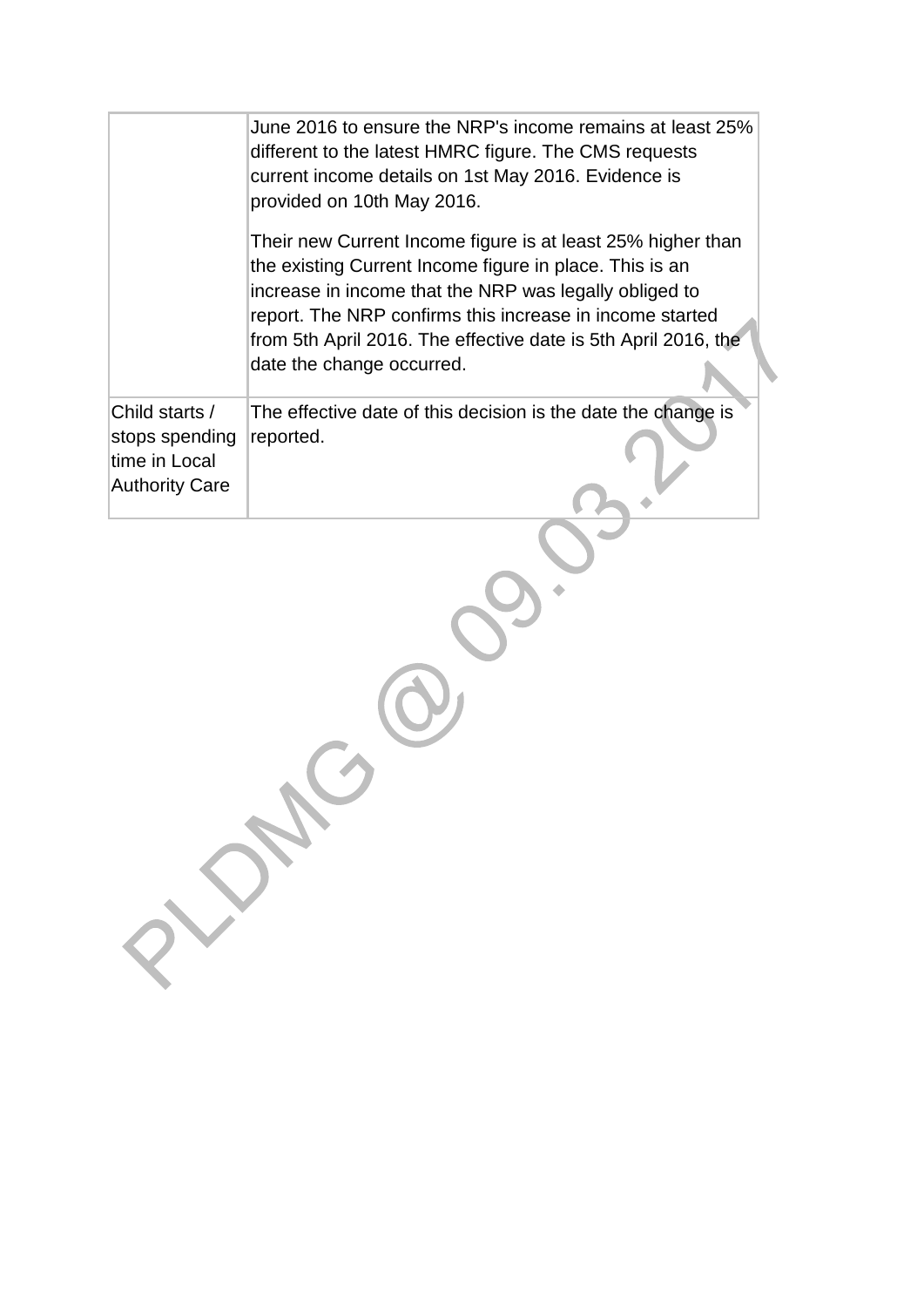| | |
|---|---|
| | June 2016 to ensure the NRP's income remains at least 25% different to the latest HMRC figure. The CMS requests current income details on 1st May 2016. Evidence is provided on 10th May 2016.<br><br>Their new Current Income figure is at least 25% higher than the existing Current Income figure in place. This is an increase in income that the NRP was legally obliged to report. The NRP confirms this increase in income started from 5th April 2016. The effective date is 5th April 2016, the date the change occurred. |
| Child starts / stops spending time in Local Authority Care | The effective date of this decision is the date the change is reported. |